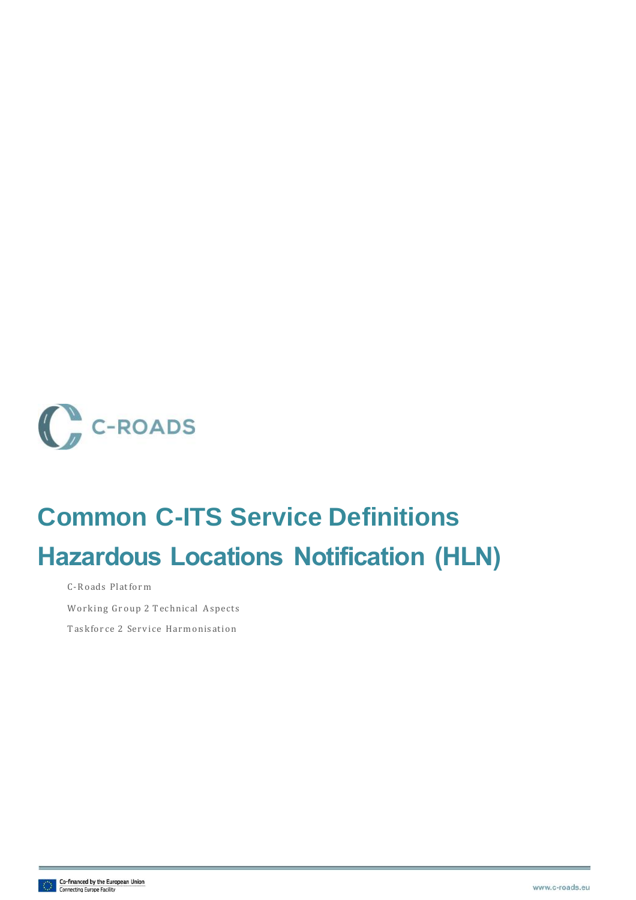C-ROADS

# Common C-ITS Service Definitions

# Hazardous Locations Notification (HLN)

C-Roads Platform

Working Group 2 Technical Aspects

Taskforce 2 Service Harmonisation

Co-financed by the European Union
Connecting Europe Facility

www.c-roads.eu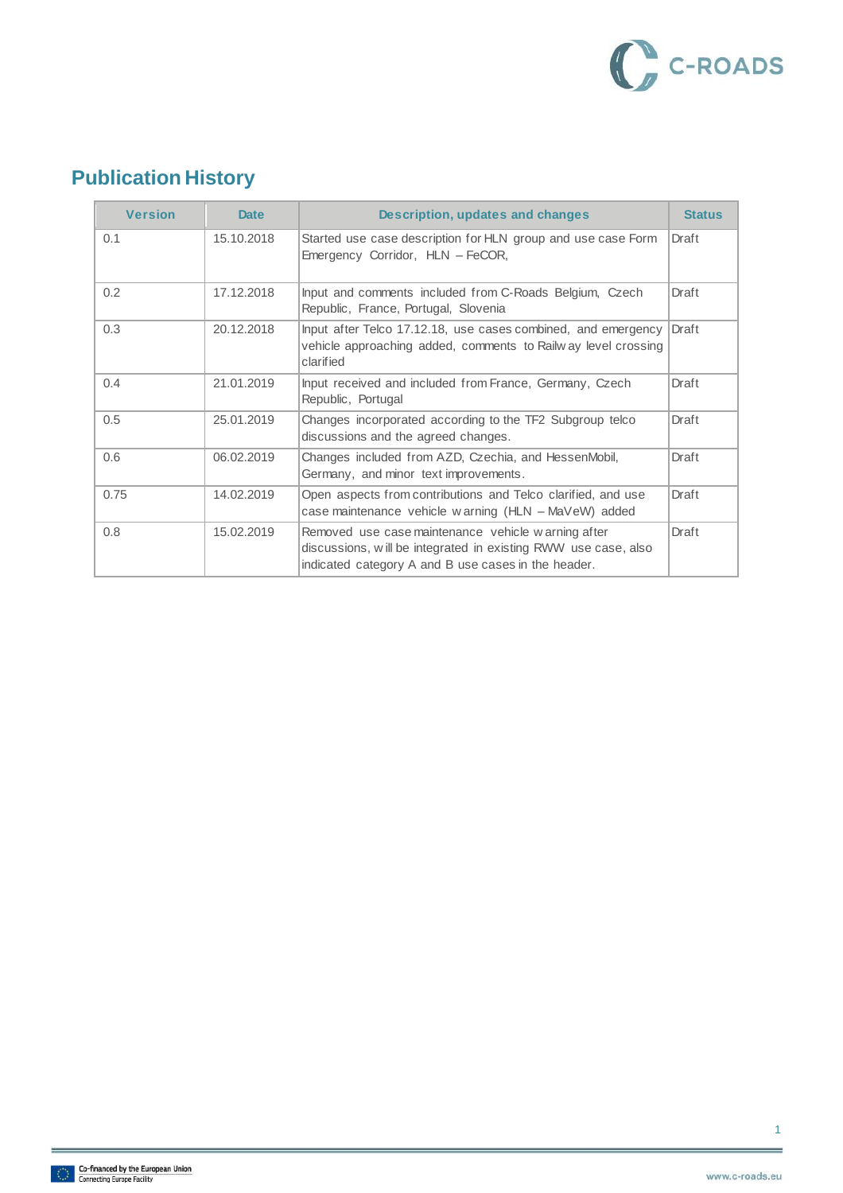## Publication History

| Version | Date | Description, updates and changes | Status |
|---|---|---|---|
| 0.1 | 15.10.2018 | Started use case description for HLN group and use case Form Emergency Corridor, HLN – FeCOR, | Draft |
| 0.2 | 17.12.2018 | Input and comments included from C-Roads Belgium, Czech Republic, France, Portugal, Slovenia | Draft |
| 0.3 | 20.12.2018 | Input after Telco 17.12.18, use cases combined, and emergency vehicle approaching added, comments to Railway level crossing clarified | Draft |
| 0.4 | 21.01.2019 | Input received and included from France, Germany, Czech Republic, Portugal | Draft |
| 0.5 | 25.01.2019 | Changes incorporated according to the TF2 Subgroup telco discussions and the agreed changes. | Draft |
| 0.6 | 06.02.2019 | Changes included from AZD, Czechia, and HessenMobil, Germany, and minor text improvements. | Draft |
| 0.75 | 14.02.2019 | Open aspects from contributions and Telco clarified, and use case maintenance vehicle warning (HLN – MaVeW) added | Draft |
| 0.8 | 15.02.2019 | Removed use case maintenance vehicle warning after discussions, will be integrated in existing RWW use case, also indicated category A and B use cases in the header. | Draft |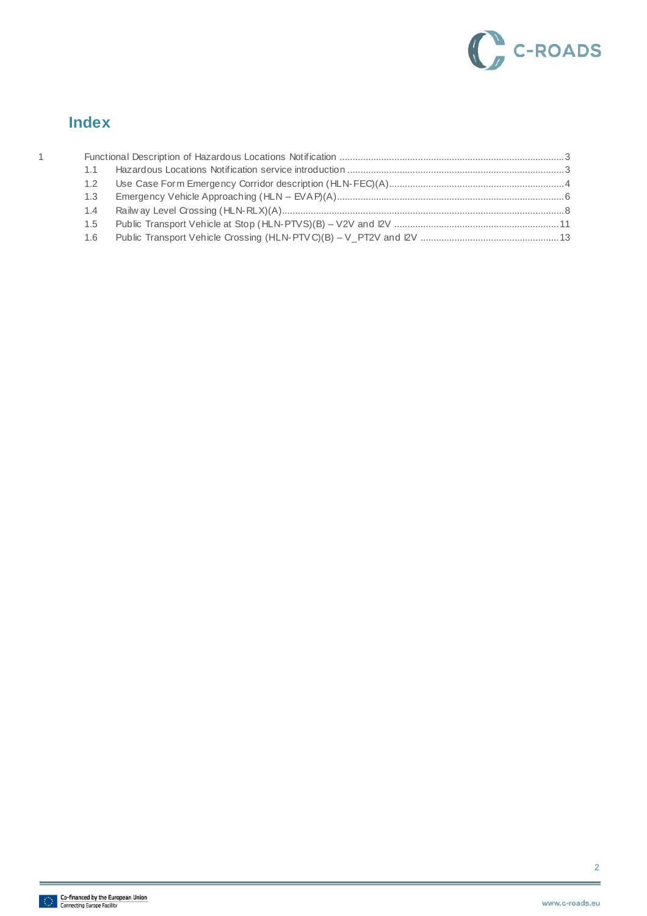# Index

1 Functional Description of Hazardous Locations Notification ....................................................................................3

- 1.1 Hazardous Locations Notification service introduction ..................................................................................3
- 1.2 Use Case Form Emergency Corridor description (HLN-FEC)(A)..................................................................4
- 1.3 Emergency Vehicle Approaching (HLN – EVAP)(A).....................................................................................6
- 1.4 Railway Level Crossing (HLN-RLX)(A)..........................................................................................................8
- 1.5 Public Transport Vehicle at Stop (HLN-PTVS)(B) – V2V and I2V ..............................................................11
- 1.6 Public Transport Vehicle Crossing (HLN-PTVC)(B) – V_PT2V and I2V ....................................................13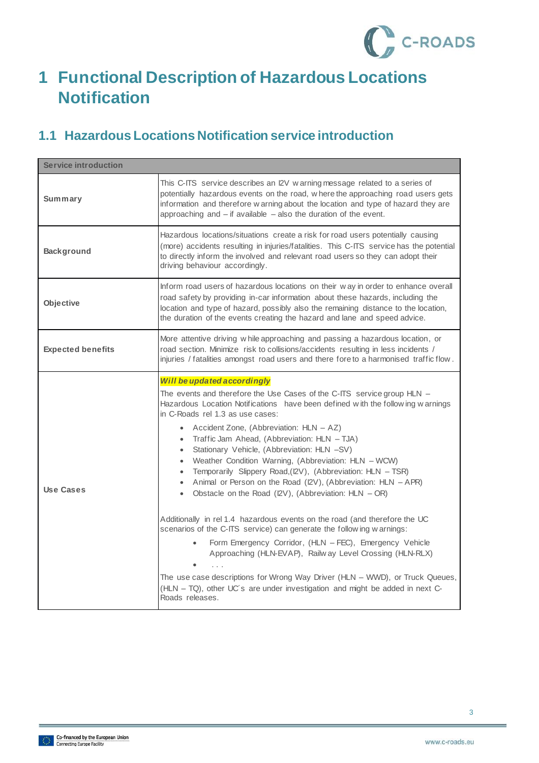# 1 Functional Description of Hazardous Locations Notification

## 1.1 Hazardous Locations Notification service introduction

| Service introduction | |
|---|---|
| **Summary** | This C-ITS service describes an I2V warning message related to a series of potentially hazardous events on the road, where the approaching road users gets information and therefore warning about the location and type of hazard they are approaching and – if available – also the duration of the event. |
| **Background** | Hazardous locations/situations create a risk for road users potentially causing (more) accidents resulting in injuries/fatalities. This C-ITS service has the potential to directly inform the involved and relevant road users so they can adopt their driving behaviour accordingly. |
| **Objective** | Inform road users of hazardous locations on their way in order to enhance overall road safety by providing in-car information about these hazards, including the location and type of hazard, possibly also the remaining distance to the location, the duration of the events creating the hazard and lane and speed advice. |
| **Expected benefits** | More attentive driving while approaching and passing a hazardous location, or road section. Minimize risk to collisions/accidents resulting in less incidents / injuries / fatalities amongst road users and there fore to a harmonised traffic flow. |
| **Use Cases** | ***Will be updated accordingly***<br>The events and therefore the Use Cases of the C-ITS service group HLN – Hazardous Location Notifications have been defined with the following warnings in C-Roads rel 1.3 as use cases:<br>• Accident Zone, (Abbreviation: HLN – AZ)<br>• Traffic Jam Ahead, (Abbreviation: HLN – TJA)<br>• Stationary Vehicle, (Abbreviation: HLN –SV)<br>• Weather Condition Warning, (Abbreviation: HLN – WCW)<br>• Temporarily Slippery Road,(I2V), (Abbreviation: HLN – TSR)<br>• Animal or Person on the Road (I2V), (Abbreviation: HLN – APR)<br>• Obstacle on the Road (I2V), (Abbreviation: HLN – OR)<br><br>Additionally in rel 1.4 hazardous events on the road (and therefore the UC scenarios of the C-ITS service) can generate the following warnings:<br>• Form Emergency Corridor, (HLN – FEC), Emergency Vehicle Approaching (HLN-EVAP), Railway Level Crossing (HLN-RLX)<br>• . . .<br><br>The use case descriptions for Wrong Way Driver (HLN – WWD), or Truck Queues, (HLN – TQ), other UC´s are under investigation and might be added in next C-Roads releases. |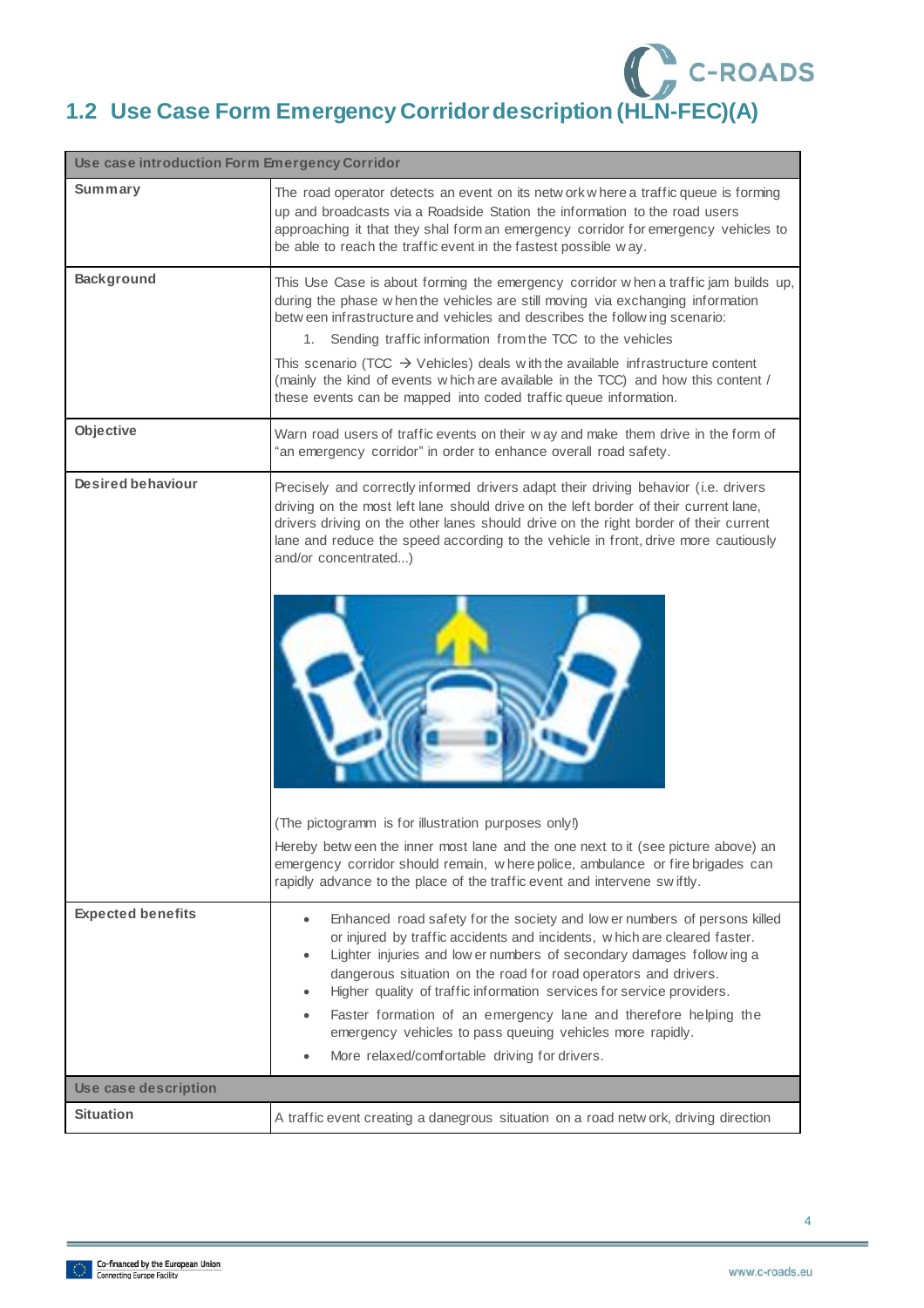## 1.2 Use Case Form Emergency Corridor description (HLN-FEC)(A)

| Use case introduction Form Emergency Corridor | |
|---|---|
| **Summary** | The road operator detects an event on its network where a traffic queue is forming up and broadcasts via a Roadside Station the information to the road users approaching it that they shal form an emergency corridor for emergency vehicles to be able to reach the traffic event in the fastest possible way. |
| **Background** | This Use Case is about forming the emergency corridor when a traffic jam builds up, during the phase when the vehicles are still moving via exchanging information between infrastructure and vehicles and describes the following scenario:<br>1. Sending traffic information from the TCC to the vehicles<br>This scenario (TCC → Vehicles) deals with the available infrastructure content (mainly the kind of events which are available in the TCC) and how this content / these events can be mapped into coded traffic queue information. |
| **Objective** | Warn road users of traffic events on their way and make them drive in the form of "an emergency corridor" in order to enhance overall road safety. |
| **Desired behaviour** | Precisely and correctly informed drivers adapt their driving behavior (i.e. drivers driving on the most left lane should drive on the left border of their current lane, drivers driving on the other lanes should drive on the right border of their current lane and reduce the speed according to the vehicle in front, drive more cautiously and/or concentrated...)<br>(The pictogramm is for illustration purposes only!)<br>Hereby between the inner most lane and the one next to it (see picture above) an emergency corridor should remain, where police, ambulance or fire brigades can rapidly advance to the place of the traffic event and intervene swiftly. |
| **Expected benefits** | • Enhanced road safety for the society and lower numbers of persons killed or injured by traffic accidents and incidents, which are cleared faster.<br>• Lighter injuries and lower numbers of secondary damages following a dangerous situation on the road for road operators and drivers.<br>• Higher quality of traffic information services for service providers.<br>• Faster formation of an emergency lane and therefore helping the emergency vehicles to pass queuing vehicles more rapidly.<br>• More relaxed/comfortable driving for drivers. |
| **Use case description** | |
| **Situation** | A traffic event creating a danegrous situation on a road network, driving direction |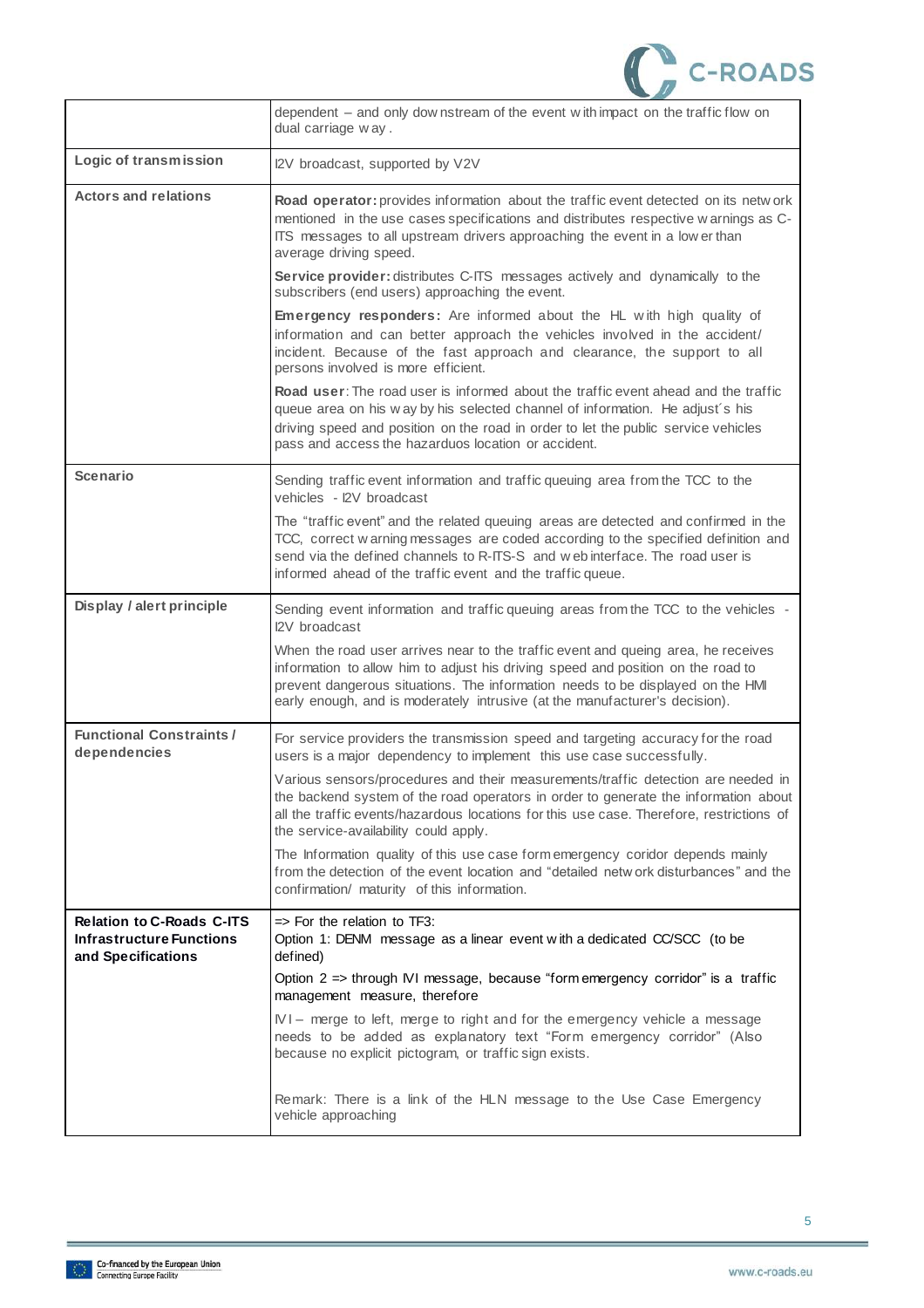| | |
|---|---|
| | dependent – and only downstream of the event with impact on the traffic flow on dual carriage way . |
| **Logic of transmission** | I2V broadcast, supported by V2V |
| **Actors and relations** | **Road operator:** provides information about the traffic event detected on its network mentioned in the use cases specifications and distributes respective warnings as C-ITS messages to all upstream drivers approaching the event in a lower than average driving speed.<br><br>**Service provider:** distributes C-ITS messages actively and dynamically to the subscribers (end users) approaching the event.<br><br>**Emergency responders:** Are informed about the HL with high quality of information and can better approach the vehicles involved in the accident/ incident. Because of the fast approach and clearance, the support to all persons involved is more efficient.<br><br>**Road user**: The road user is informed about the traffic event ahead and the traffic queue area on his way by his selected channel of information. He adjust´s his driving speed and position on the road in order to let the public service vehicles pass and access the hazarduos location or accident. |
| **Scenario** | Sending traffic event information and traffic queuing area from the TCC to the vehicles - I2V broadcast<br><br>The "traffic event" and the related queuing areas are detected and confirmed in the TCC, correct warning messages are coded according to the specified definition and send via the defined channels to R-ITS-S and web interface. The road user is informed ahead of the traffic event and the traffic queue. |
| **Display / alert principle** | Sending event information and traffic queuing areas from the TCC to the vehicles - I2V broadcast<br><br>When the road user arrives near to the traffic event and queing area, he receives information to allow him to adjust his driving speed and position on the road to prevent dangerous situations. The information needs to be displayed on the HMI early enough, and is moderately intrusive (at the manufacturer's decision). |
| **Functional Constraints / dependencies** | For service providers the transmission speed and targeting accuracy for the road users is a major dependency to implement this use case successfully.<br><br>Various sensors/procedures and their measurements/traffic detection are needed in the backend system of the road operators in order to generate the information about all the traffic events/hazardous locations for this use case. Therefore, restrictions of the service-availability could apply.<br><br>The Information quality of this use case form emergency coridor depends mainly from the detection of the event location and "detailed network disturbances" and the confirmation/ maturity of this information. |
| **Relation to C-Roads C-ITS Infrastructure Functions and Specifications** | => For the relation to TF3:<br>Option 1: DENM message as a linear event with a dedicated CC/SCC (to be defined)<br><br>Option 2 => through IVI message, because "form emergency corridor" is a traffic management measure, therefore<br><br>IVI – merge to left, merge to right and for the emergency vehicle a message needs to be added as explanatory text "Form emergency corridor" (Also because no explicit pictogram, or traffic sign exists.<br><br>Remark: There is a link of the HLN message to the Use Case Emergency vehicle approaching |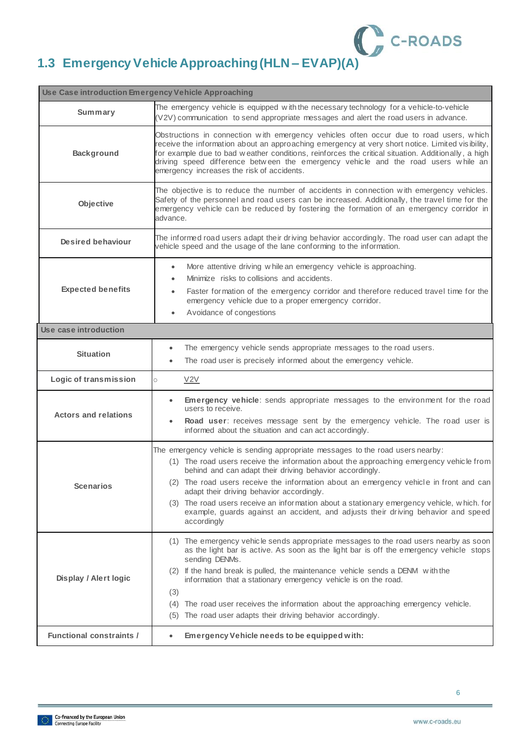## 1.3 Emergency Vehicle Approaching (HLN – EVAP)(A)

| Use Case introduction Emergency Vehicle Approaching | |
|---|---|
| **Summary** | The emergency vehicle is equipped with the necessary technology for a vehicle-to-vehicle (V2V) communication to send appropriate messages and alert the road users in advance. |
| **Background** | Obstructions in connection with emergency vehicles often occur due to road users, which receive the information about an approaching emergency at very short notice. Limited visibility, for example due to bad weather conditions, reinforces the critical situation. Additionally, a high driving speed difference between the emergency vehicle and the road users while an emergency increases the risk of accidents. |
| **Objective** | The objective is to reduce the number of accidents in connection with emergency vehicles. Safety of the personnel and road users can be increased. Additionally, the travel time for the emergency vehicle can be reduced by fostering the formation of an emergency corridor in advance. |
| **Desired behaviour** | The informed road users adapt their driving behavior accordingly. The road user can adapt the vehicle speed and the usage of the lane conforming to the information. |
| **Expected benefits** | • More attentive driving while an emergency vehicle is approaching.<br>• Minimize risks to collisions and accidents.<br>• Faster formation of the emergency corridor and therefore reduced travel time for the emergency vehicle due to a proper emergency corridor.<br>• Avoidance of congestions |
| **Use case introduction** | |
| **Situation** | • The emergency vehicle sends appropriate messages to the road users.<br>• The road user is precisely informed about the emergency vehicle. |
| **Logic of transmission** | ○ V2V |
| **Actors and relations** | • **Emergency vehicle**: sends appropriate messages to the environment for the road users to receive.<br>• **Road user**: receives message sent by the emergency vehicle. The road user is informed about the situation and can act accordingly. |
| **Scenarios** | The emergency vehicle is sending appropriate messages to the road users nearby:<br>(1) The road users receive the information about the approaching emergency vehicle from behind and can adapt their driving behavior accordingly.<br>(2) The road users receive the information about an emergency vehicle in front and can adapt their driving behavior accordingly.<br>(3) The road users receive an information about a stationary emergency vehicle, which. for example, guards against an accident, and adjusts their driving behavior and speed accordingly |
| **Display / Alert logic** | (1) The emergency vehicle sends appropriate messages to the road users nearby as soon as the light bar is active. As soon as the light bar is off the emergency vehicle stops sending DENMs.<br>(2) If the hand break is pulled, the maintenance vehicle sends a DENM with the information that a stationary emergency vehicle is on the road.<br>(3)<br>(4) The road user receives the information about the approaching emergency vehicle.<br>(5) The road user adapts their driving behavior accordingly. |
| **Functional constraints /** | • **Emergency Vehicle needs to be equipped with:** |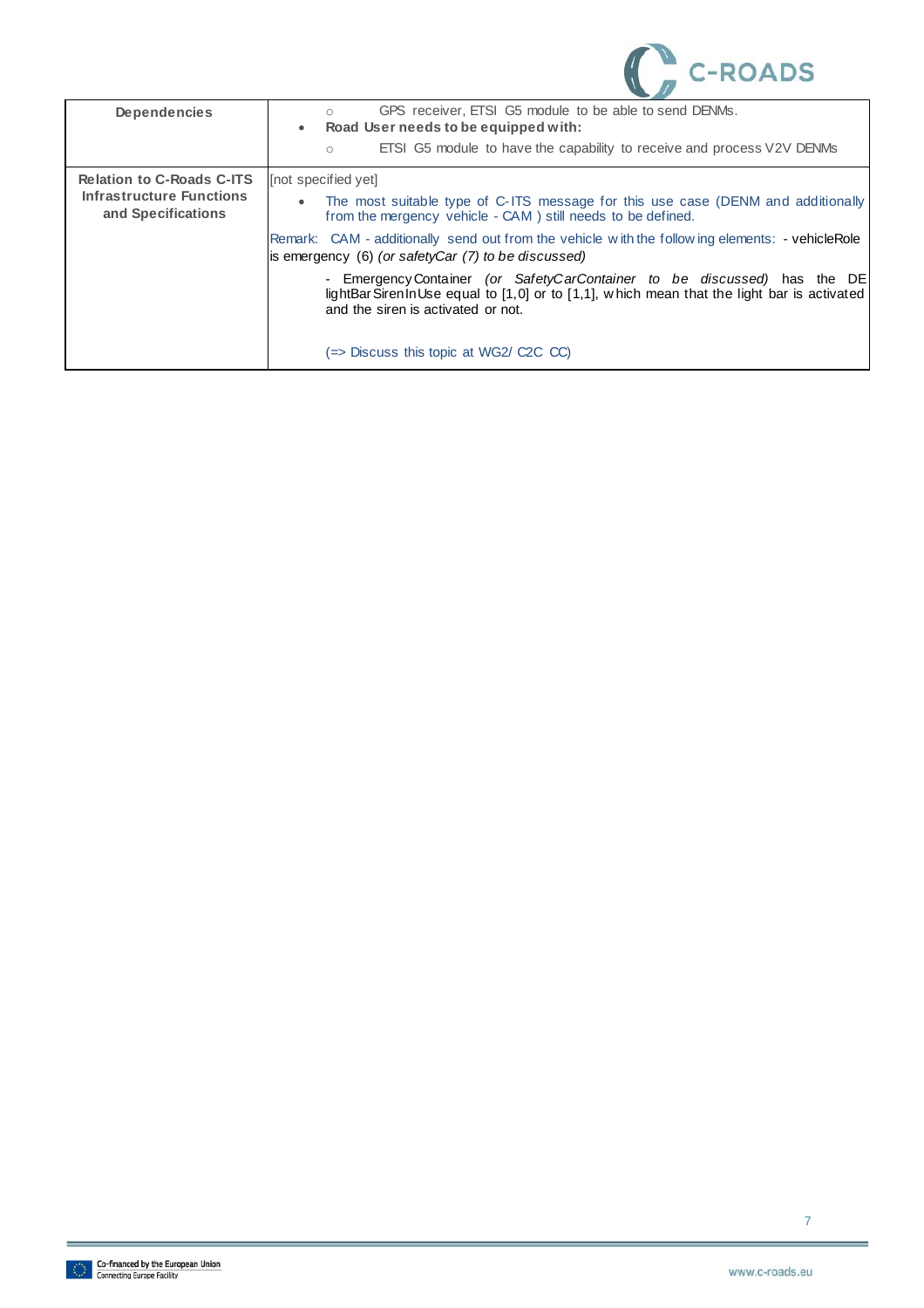| Dependencies | ○ GPS receiver, ETSI G5 module to be able to send DENMs.<br>• **Road User needs to be equipped with:**<br>○ ETSI G5 module to have the capability to receive and process V2V DENMs |
|---|---|
| **Relation to C-Roads C-ITS Infrastructure Functions and Specifications** | [not specified yet]<br>• The most suitable type of C-ITS message for this use case (DENM and additionally from the mergency vehicle - CAM ) still needs to be defined.<br>Remark: CAM - additionally send out from the vehicle with the following elements: - vehicleRole is emergency (6) *(or safetyCar (7) to be discussed)*<br>- EmergencyContainer *(or SafetyCarContainer to be discussed)* has the DE lightBarSirenInUse equal to [1,0] or to [1,1], which mean that the light bar is activated and the siren is activated or not.<br><br>(=> Discuss this topic at WG2/ C2C CC) |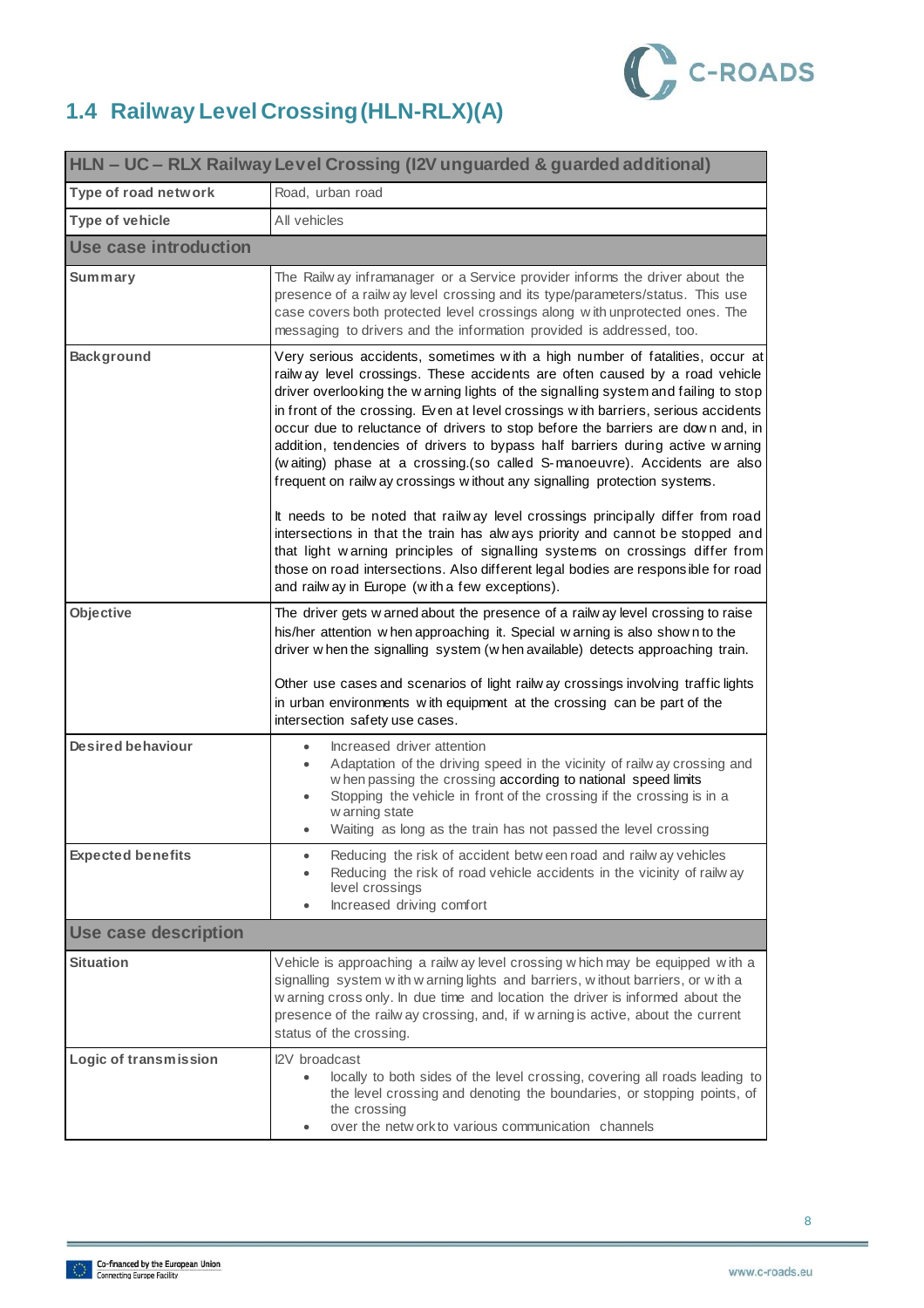## 1.4 Railway Level Crossing (HLN-RLX)(A)

| HLN – UC – RLX Railway Level Crossing (I2V unguarded & guarded additional) | |
|---|---|
| **Type of road network** | Road, urban road |
| **Type of vehicle** | All vehicles |
| **Use case introduction** | |
| **Summary** | The Railway inframanager or a Service provider informs the driver about the presence of a railway level crossing and its type/parameters/status. This use case covers both protected level crossings along with unprotected ones. The messaging to drivers and the information provided is addressed, too. |
| **Background** | Very serious accidents, sometimes with a high number of fatalities, occur at railway level crossings. These accidents are often caused by a road vehicle driver overlooking the warning lights of the signalling system and failing to stop in front of the crossing. Even at level crossings with barriers, serious accidents occur due to reluctance of drivers to stop before the barriers are down and, in addition, tendencies of drivers to bypass half barriers during active warning (waiting) phase at a crossing.(so called S-manoeuvre). Accidents are also frequent on railway crossings without any signalling protection systems.<br><br>It needs to be noted that railway level crossings principally differ from road intersections in that the train has always priority and cannot be stopped and that light warning principles of signalling systems on crossings differ from those on road intersections. Also different legal bodies are responsible for road and railway in Europe (with a few exceptions). |
| **Objective** | The driver gets warned about the presence of a railway level crossing to raise his/her attention when approaching it. Special warning is also shown to the driver when the signalling system (when available) detects approaching train.<br><br>Other use cases and scenarios of light railway crossings involving traffic lights in urban environments with equipment at the crossing can be part of the intersection safety use cases. |
| **Desired behaviour** | • Increased driver attention<br>• Adaptation of the driving speed in the vicinity of railway crossing and when passing the crossing according to national speed limits<br>• Stopping the vehicle in front of the crossing if the crossing is in a warning state<br>• Waiting as long as the train has not passed the level crossing |
| **Expected benefits** | • Reducing the risk of accident between road and railway vehicles<br>• Reducing the risk of road vehicle accidents in the vicinity of railway level crossings<br>• Increased driving comfort |
| **Use case description** | |
| **Situation** | Vehicle is approaching a railway level crossing which may be equipped with a signalling system with warning lights and barriers, without barriers, or with a warning cross only. In due time and location the driver is informed about the presence of the railway crossing, and, if warning is active, about the current status of the crossing. |
| **Logic of transmission** | I2V broadcast<br>• locally to both sides of the level crossing, covering all roads leading to the level crossing and denoting the boundaries, or stopping points, of the crossing<br>• over the network to various communication channels |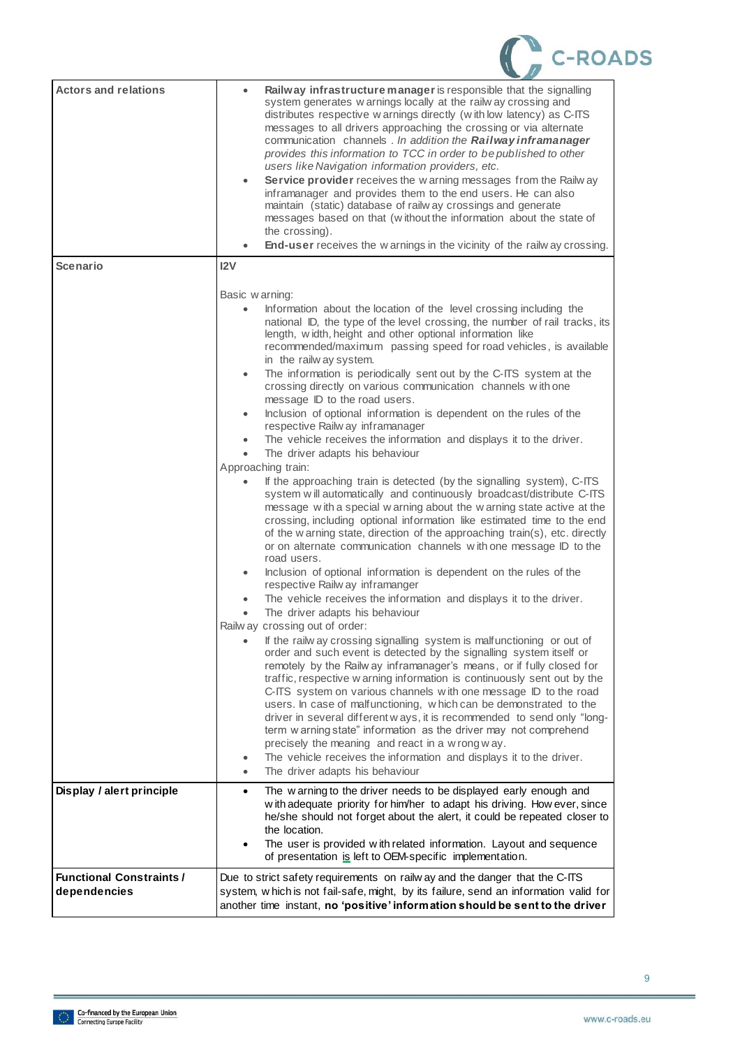| | |
|---|---|
| **Actors and relations** | • **Railway infrastructure manager** is responsible that the signalling system generates warnings locally at the railway crossing and distributes respective warnings directly (with low latency) as C-ITS messages to all drivers approaching the crossing or via alternate communication channels . *In addition the **Railway inframanager** provides this information to TCC in order to be published to other users like Navigation information providers, etc.*<br>• **Service provider** receives the warning messages from the Railway inframanager and provides them to the end users. He can also maintain (static) database of railway crossings and generate messages based on that (without the information about the state of the crossing).<br>• **End-user** receives the warnings in the vicinity of the railway crossing. |
| **Scenario** | **I2V**<br><br>Basic warning:<br>• Information about the location of the level crossing including the national ID, the type of the level crossing, the number of rail tracks, its length, width, height and other optional information like recommended/maximum passing speed for road vehicles, is available in the railway system.<br>• The information is periodically sent out by the C-ITS system at the crossing directly on various communication channels with one message ID to the road users.<br>• Inclusion of optional information is dependent on the rules of the respective Railway inframanager<br>• The vehicle receives the information and displays it to the driver.<br>• The driver adapts his behaviour<br>Approaching train:<br>• If the approaching train is detected (by the signalling system), C-ITS system will automatically and continuously broadcast/distribute C-ITS message with a special warning about the warning state active at the crossing, including optional information like estimated time to the end of the warning state, direction of the approaching train(s), etc. directly or on alternate communication channels with one message ID to the road users.<br>• Inclusion of optional information is dependent on the rules of the respective Railway inframanger<br>• The vehicle receives the information and displays it to the driver.<br>• The driver adapts his behaviour<br>Railway crossing out of order:<br>• If the railway crossing signalling system is malfunctioning or out of order and such event is detected by the signalling system itself or remotely by the Railway inframanager's means, or if fully closed for traffic, respective warning information is continuously sent out by the C-ITS system on various channels with one message ID to the road users. In case of malfunctioning, which can be demonstrated to the driver in several different ways, it is recommended to send only "long-term warning state" information as the driver may not comprehend precisely the meaning and react in a wrong way.<br>• The vehicle receives the information and displays it to the driver.<br>• The driver adapts his behaviour |
| **Display / alert principle** | • The warning to the driver needs to be displayed early enough and with adequate priority for him/her to adapt his driving. However, since he/she should not forget about the alert, it could be repeated closer to the location.<br>• The user is provided with related information. Layout and sequence of presentation is left to OEM-specific implementation. |
| **Functional Constraints / dependencies** | Due to strict safety requirements on railway and the danger that the C-ITS system, which is not fail-safe, might, by its failure, send an information valid for another time instant, **no 'positive' information should be sent to the driver** |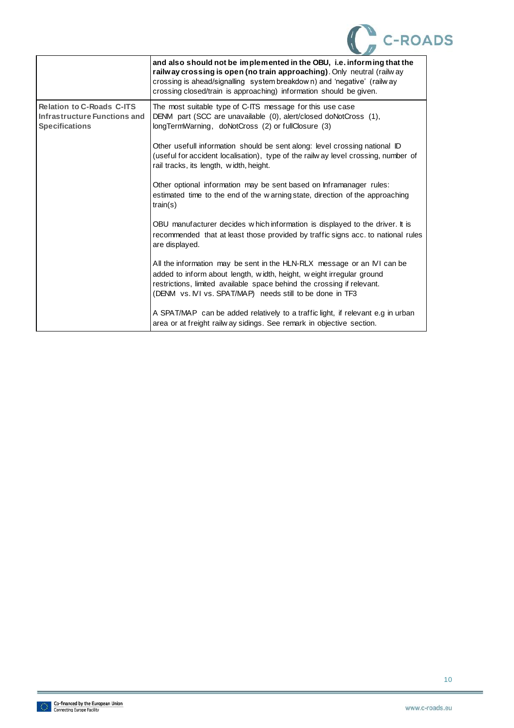| | |
|---|---|
| | **and also should not be implemented in the OBU, i.e. informing that the railway crossing is open (no train approaching)**. Only neutral (railway crossing is ahead/signalling system breakdown) and 'negative' (railway crossing closed/train is approaching) information should be given. |
| **Relation to C-Roads C-ITS Infrastructure Functions and Specifications** | The most suitable type of C-ITS message for this use case<br>DENM part (SCC are unavailable (0), alert/closed doNotCross (1), longTermWarning, doNotCross (2) or fullClosure (3)<br><br>Other usefull information should be sent along: level crossing national ID (useful for accident localisation), type of the railway level crossing, number of rail tracks, its length, width, height.<br><br>Other optional information may be sent based on Inframanager rules: estimated time to the end of the warning state, direction of the approaching train(s)<br><br>OBU manufacturer decides which information is displayed to the driver. It is recommended that at least those provided by traffic signs acc. to national rules are displayed.<br><br>All the information may be sent in the HLN-RLX message or an IVI can be added to inform about length, width, height, weight irregular ground restrictions, limited available space behind the crossing if relevant.<br>(DENM vs. IVI vs. SPAT/MAP) needs still to be done in TF3<br><br>A SPAT/MAP can be added relatively to a traffic light, if relevant e.g in urban area or at freight railway sidings. See remark in objective section. |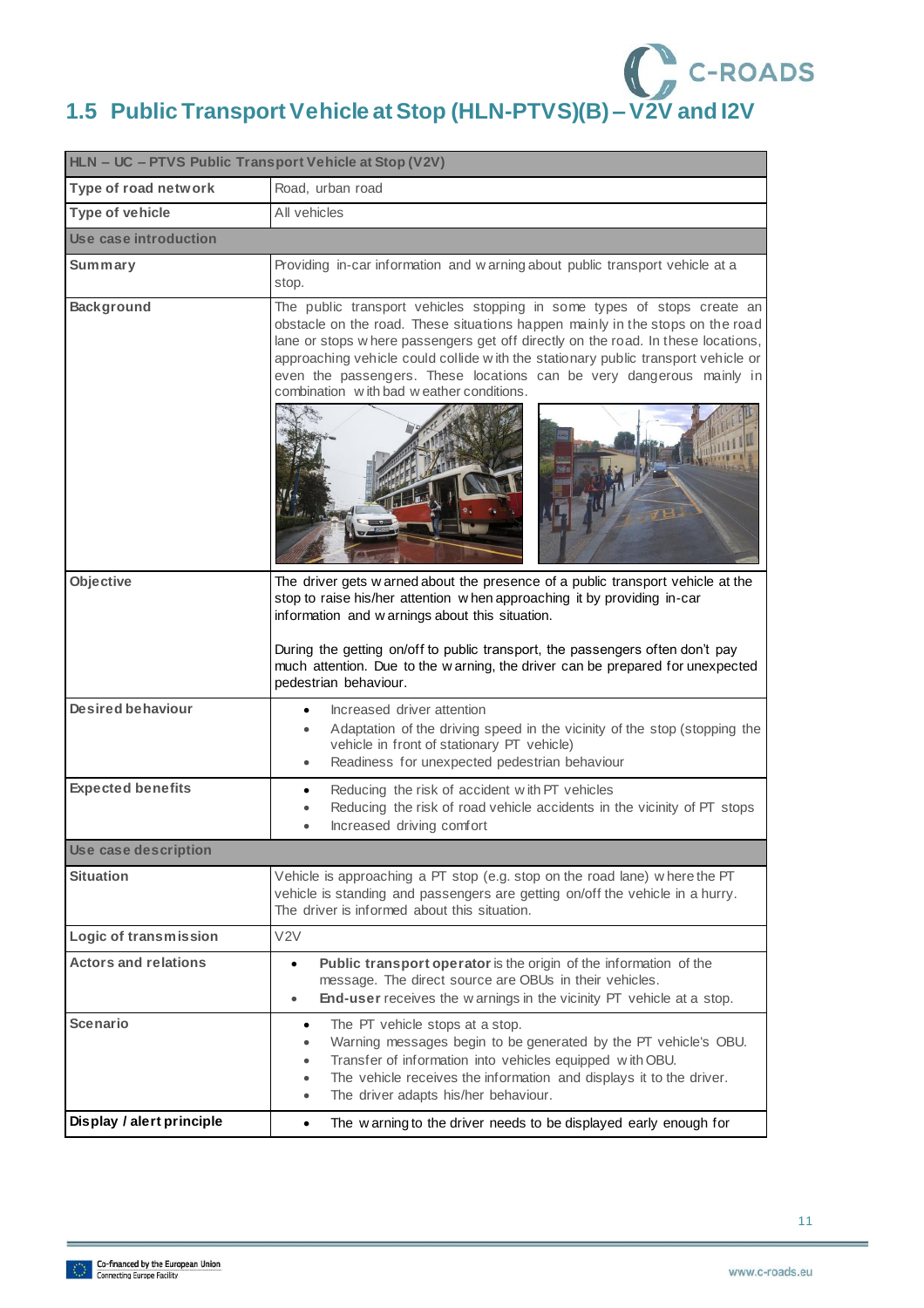## 1.5 Public Transport Vehicle at Stop (HLN-PTVS)(B) – V2V and I2V

| HLN – UC – PTVS Public Transport Vehicle at Stop (V2V) | |
|---|---|
| **Type of road network** | Road, urban road |
| **Type of vehicle** | All vehicles |
| **Use case introduction** | |
| **Summary** | Providing in-car information and warning about public transport vehicle at a stop. |
| **Background** | The public transport vehicles stopping in some types of stops create an obstacle on the road. These situations happen mainly in the stops on the road lane or stops where passengers get off directly on the road. In these locations, approaching vehicle could collide with the stationary public transport vehicle or even the passengers. These locations can be very dangerous mainly in combination with bad weather conditions. |
| **Objective** | The driver gets warned about the presence of a public transport vehicle at the stop to raise his/her attention when approaching it by providing in-car information and warnings about this situation.<br><br>During the getting on/off to public transport, the passengers often don't pay much attention. Due to the warning, the driver can be prepared for unexpected pedestrian behaviour. |
| **Desired behaviour** | • Increased driver attention<br>• Adaptation of the driving speed in the vicinity of the stop (stopping the vehicle in front of stationary PT vehicle)<br>• Readiness for unexpected pedestrian behaviour |
| **Expected benefits** | • Reducing the risk of accident with PT vehicles<br>• Reducing the risk of road vehicle accidents in the vicinity of PT stops<br>• Increased driving comfort |
| **Use case description** | |
| **Situation** | Vehicle is approaching a PT stop (e.g. stop on the road lane) where the PT vehicle is standing and passengers are getting on/off the vehicle in a hurry. The driver is informed about this situation. |
| **Logic of transmission** | V2V |
| **Actors and relations** | • **Public transport operator** is the origin of the information of the message. The direct source are OBUs in their vehicles.<br>• **End-user** receives the warnings in the vicinity PT vehicle at a stop. |
| **Scenario** | • The PT vehicle stops at a stop.<br>• Warning messages begin to be generated by the PT vehicle's OBU.<br>• Transfer of information into vehicles equipped with OBU.<br>• The vehicle receives the information and displays it to the driver.<br>• The driver adapts his/her behaviour. |
| **Display / alert principle** | • The warning to the driver needs to be displayed early enough for |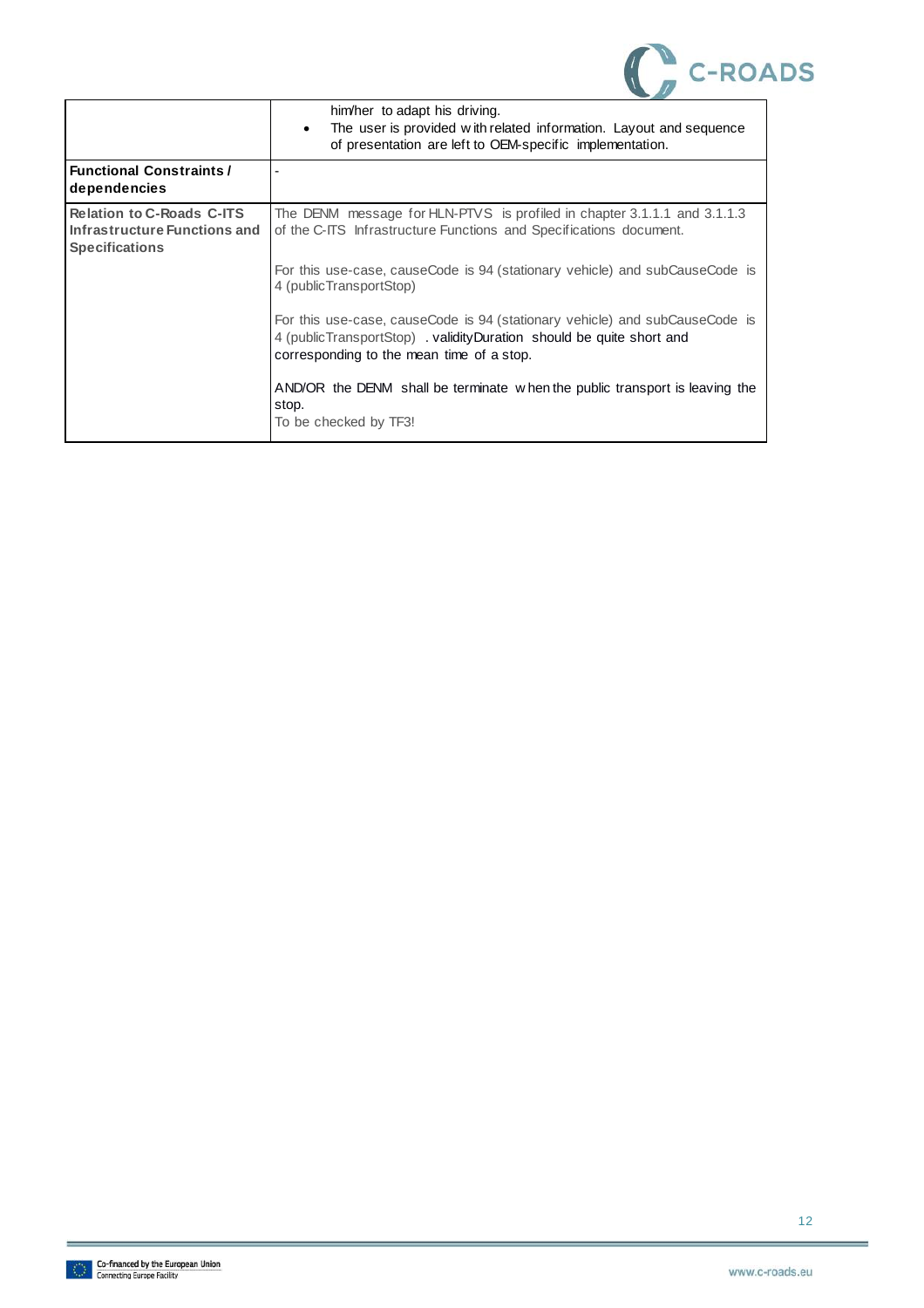| | |
|---|---|
| | him/her to adapt his driving.<br>• The user is provided with related information. Layout and sequence of presentation are left to OEM-specific implementation. |
| **Functional Constraints / dependencies** | - |
| **Relation to C-Roads C-ITS Infrastructure Functions and Specifications** | The DENM message for HLN-PTVS is profiled in chapter 3.1.1.1 and 3.1.1.3 of the C-ITS Infrastructure Functions and Specifications document.<br><br>For this use-case, causeCode is 94 (stationary vehicle) and subCauseCode is 4 (publicTransportStop)<br><br>For this use-case, causeCode is 94 (stationary vehicle) and subCauseCode is 4 (publicTransportStop) . validityDuration should be quite short and corresponding to the mean time of a stop.<br><br>AND/OR the DENM shall be terminate when the public transport is leaving the stop.<br>To be checked by TF3! |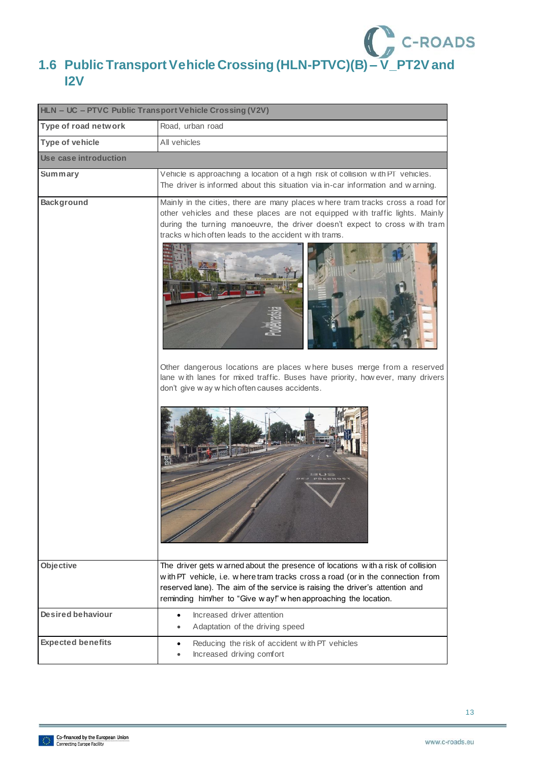## 1.6 Public Transport Vehicle Crossing (HLN-PTVC)(B) – V_PT2V and I2V

| HLN – UC – PTVC Public Transport Vehicle Crossing (V2V) | |
|---|---|
| **Type of road network** | Road, urban road |
| **Type of vehicle** | All vehicles |
| **Use case introduction** | |
| **Summary** | Vehicle is approaching a location of a high risk of collision with PT vehicles. The driver is informed about this situation via in-car information and warning. |
| **Background** | Mainly in the cities, there are many places where tram tracks cross a road for other vehicles and these places are not equipped with traffic lights. Mainly during the turning manoeuvre, the driver doesn't expect to cross with tram tracks which often leads to the accident with trams. Other dangerous locations are places where buses merge from a reserved lane with lanes for mixed traffic. Buses have priority, however, many drivers don't give way which often causes accidents. |
| **Objective** | The driver gets warned about the presence of locations with a risk of collision with PT vehicle, i.e. where tram tracks cross a road (or in the connection from reserved lane). The aim of the service is raising the driver's attention and reminding him/her to "Give way!" when approaching the location. |
| **Desired behaviour** | • Increased driver attention<br>• Adaptation of the driving speed |
| **Expected benefits** | • Reducing the risk of accident with PT vehicles<br>• Increased driving comfort |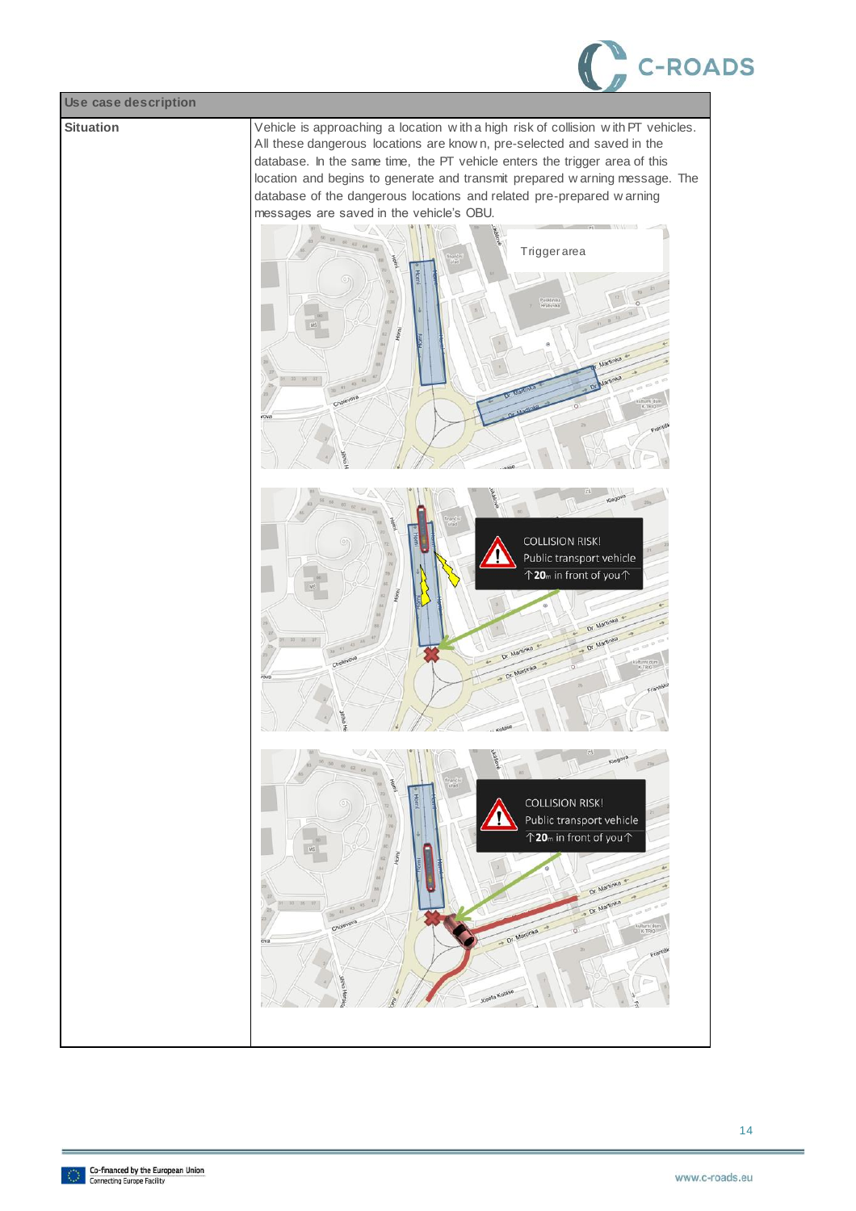| Use case description | |
|---|---|
| **Situation** | Vehicle is approaching a location with a high risk of collision with PT vehicles. All these dangerous locations are known, pre-selected and saved in the database. In the same time, the PT vehicle enters the trigger area of this location and begins to generate and transmit prepared warning message. The database of the dangerous locations and related pre-prepared warning messages are saved in the vehicle's OBU. |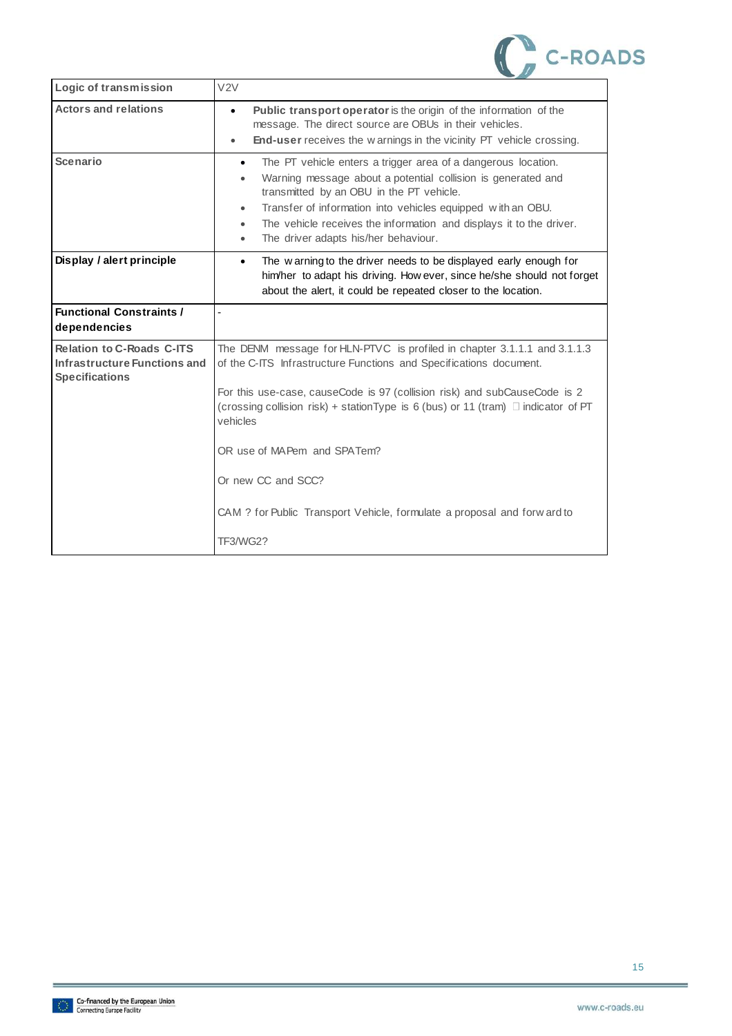| | |
|---|---|
| **Logic of transmission** | V2V |
| **Actors and relations** | • **Public transport operator** is the origin of the information of the message. The direct source are OBUs in their vehicles.<br>• **End-user** receives the warnings in the vicinity PT vehicle crossing. |
| **Scenario** | • The PT vehicle enters a trigger area of a dangerous location.<br>• Warning message about a potential collision is generated and transmitted by an OBU in the PT vehicle.<br>• Transfer of information into vehicles equipped with an OBU.<br>• The vehicle receives the information and displays it to the driver.<br>• The driver adapts his/her behaviour. |
| **Display / alert principle** | • The warning to the driver needs to be displayed early enough for him/her to adapt his driving. However, since he/she should not forget about the alert, it could be repeated closer to the location. |
| **Functional Constraints / dependencies** | - |
| **Relation to C-Roads C-ITS Infrastructure Functions and Specifications** | The DENM message for HLN-PTVC is profiled in chapter 3.1.1.1 and 3.1.1.3 of the C-ITS Infrastructure Functions and Specifications document.<br><br>For this use-case, causeCode is 97 (collision risk) and subCauseCode is 2 (crossing collision risk) + stationType is 6 (bus) or 11 (tram)  indicator of PT vehicles<br><br>OR use of MAPem and SPATem?<br><br>Or new CC and SCC?<br><br>CAM ? for Public Transport Vehicle, formulate a proposal and forward to<br><br>TF3/WG2? |